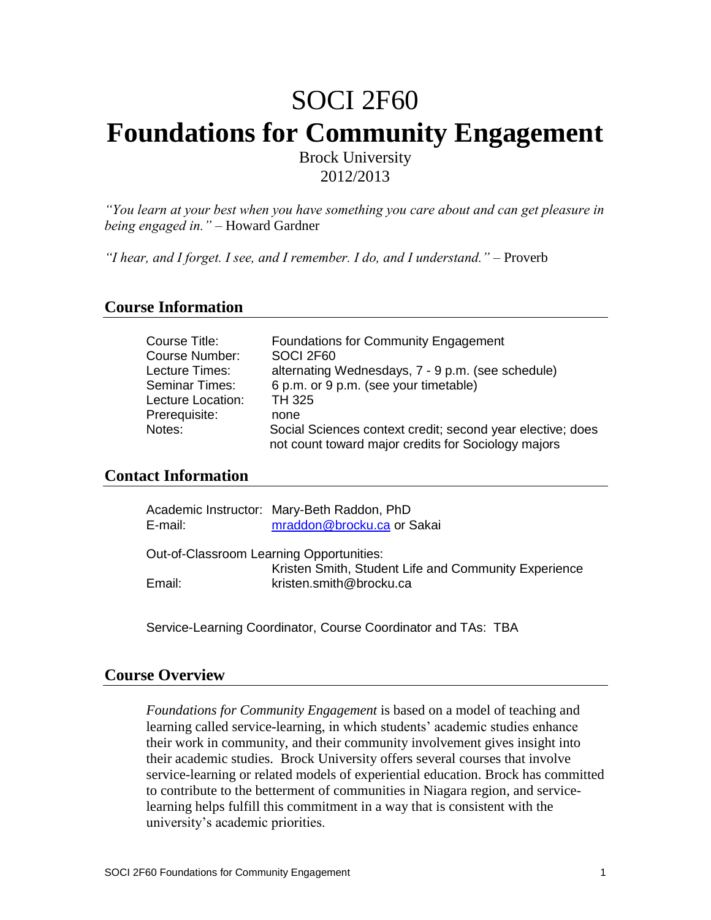# SOCI 2F60
# Foundations for Community Engagement

Brock University
2012/2013

*"You learn at your best when you have something you care about and can get pleasure in being engaged in."* – Howard Gardner

*"I hear, and I forget. I see, and I remember. I do, and I understand."* – Proverb

## Course Information

| | |
|---|---|
| Course Title: | Foundations for Community Engagement |
| Course Number: | SOCI 2F60 |
| Lecture Times: | alternating Wednesdays, 7 - 9 p.m. (see schedule) |
| Seminar Times: | 6 p.m. or 9 p.m. (see your timetable) |
| Lecture Location: | TH 325 |
| Prerequisite: | none |
| Notes: | Social Sciences context credit; second year elective; does not count toward major credits for Sociology majors |

## Contact Information

Academic Instructor: Mary-Beth Raddon, PhD
E-mail: mraddon@brocku.ca or Sakai

Out-of-Classroom Learning Opportunities:
Kristen Smith, Student Life and Community Experience
Email: kristen.smith@brocku.ca

Service-Learning Coordinator, Course Coordinator and TAs: TBA

## Course Overview

*Foundations for Community Engagement* is based on a model of teaching and learning called service-learning, in which students' academic studies enhance their work in community, and their community involvement gives insight into their academic studies. Brock University offers several courses that involve service-learning or related models of experiential education. Brock has committed to contribute to the betterment of communities in Niagara region, and service-learning helps fulfill this commitment in a way that is consistent with the university's academic priorities.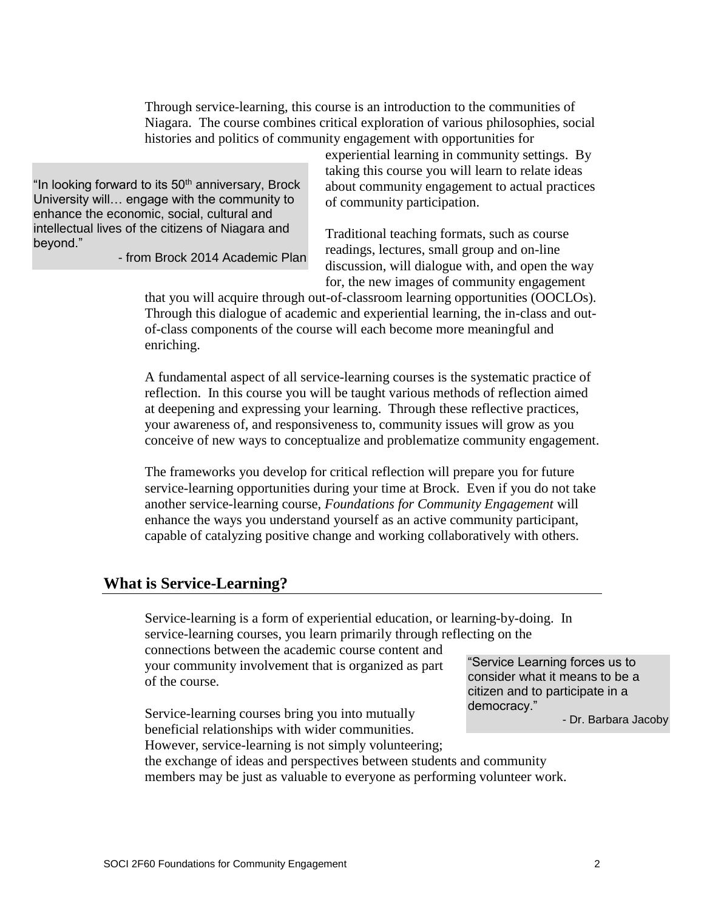Through service-learning, this course is an introduction to the communities of Niagara. The course combines critical exploration of various philosophies, social histories and politics of community engagement with opportunities for experiential learning in community settings. By taking this course you will learn to relate ideas about community engagement to actual practices of community participation.

> "In looking forward to its 50th anniversary, Brock University will… engage with the community to enhance the economic, social, cultural and intellectual lives of the citizens of Niagara and beyond."
>
> - from Brock 2014 Academic Plan

Traditional teaching formats, such as course readings, lectures, small group and on-line discussion, will dialogue with, and open the way for, the new images of community engagement that you will acquire through out-of-classroom learning opportunities (OOCLOs). Through this dialogue of academic and experiential learning, the in-class and out-of-class components of the course will each become more meaningful and enriching.

A fundamental aspect of all service-learning courses is the systematic practice of reflection. In this course you will be taught various methods of reflection aimed at deepening and expressing your learning. Through these reflective practices, your awareness of, and responsiveness to, community issues will grow as you conceive of new ways to conceptualize and problematize community engagement.

The frameworks you develop for critical reflection will prepare you for future service-learning opportunities during your time at Brock. Even if you do not take another service-learning course, *Foundations for Community Engagement* will enhance the ways you understand yourself as an active community participant, capable of catalyzing positive change and working collaboratively with others.

## What is Service-Learning?

Service-learning is a form of experiential education, or learning-by-doing. In service-learning courses, you learn primarily through reflecting on the connections between the academic course content and your community involvement that is organized as part of the course.

> "Service Learning forces us to consider what it means to be a citizen and to participate in a democracy."
>
> - Dr. Barbara Jacoby

Service-learning courses bring you into mutually beneficial relationships with wider communities. However, service-learning is not simply volunteering; the exchange of ideas and perspectives between students and community members may be just as valuable to everyone as performing volunteer work.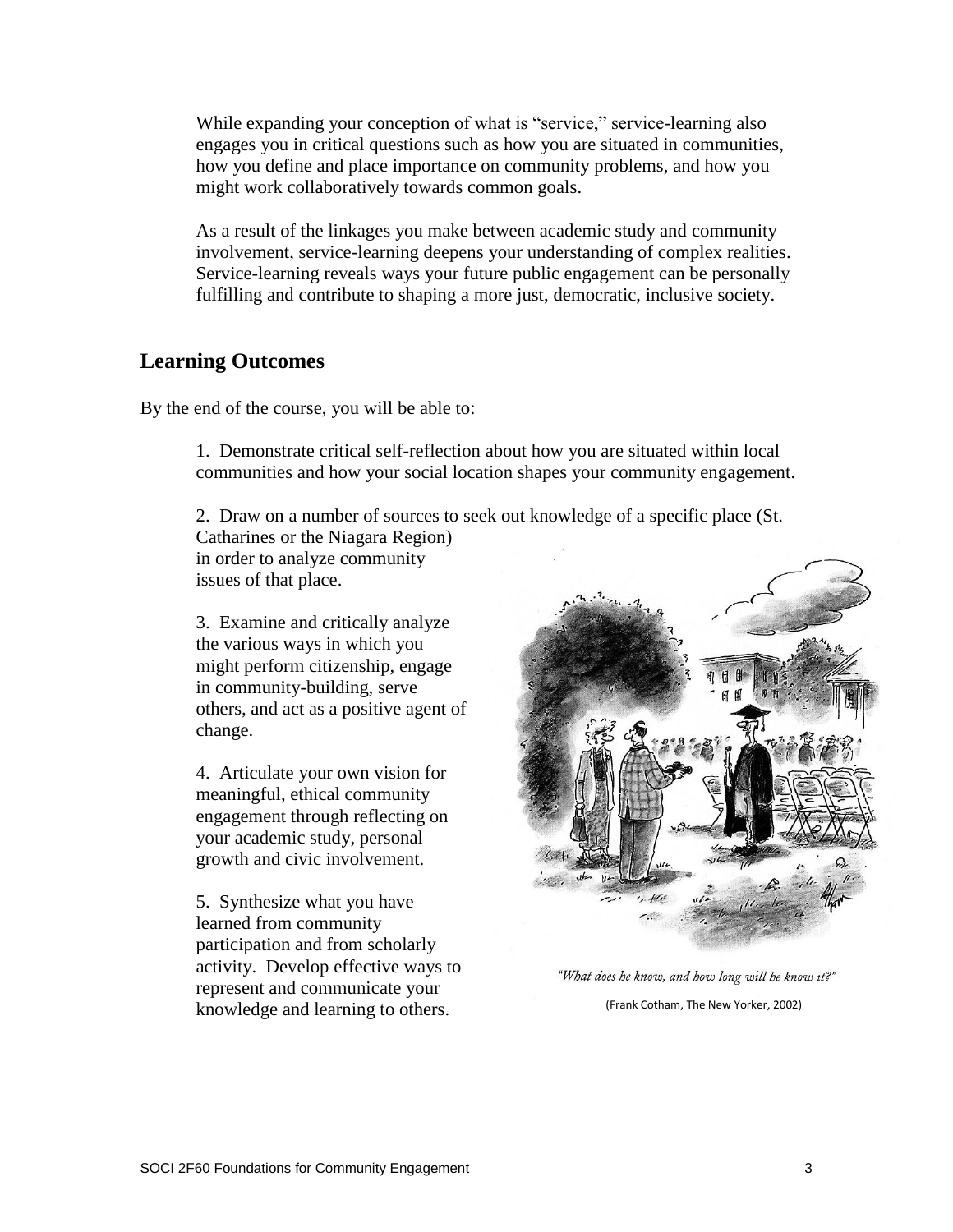While expanding your conception of what is "service," service-learning also engages you in critical questions such as how you are situated in communities, how you define and place importance on community problems, and how you might work collaboratively towards common goals.

As a result of the linkages you make between academic study and community involvement, service-learning deepens your understanding of complex realities. Service-learning reveals ways your future public engagement can be personally fulfilling and contribute to shaping a more just, democratic, inclusive society.

## Learning Outcomes

By the end of the course, you will be able to:

1. Demonstrate critical self-reflection about how you are situated within local communities and how your social location shapes your community engagement.

2. Draw on a number of sources to seek out knowledge of a specific place (St. Catharines or the Niagara Region) in order to analyze community issues of that place.

3. Examine and critically analyze the various ways in which you might perform citizenship, engage in community-building, serve others, and act as a positive agent of change.

4. Articulate your own vision for meaningful, ethical community engagement through reflecting on your academic study, personal growth and civic involvement.

5. Synthesize what you have learned from community participation and from scholarly activity. Develop effective ways to represent and communicate your knowledge and learning to others.

*"What does he know, and how long will he know it?"*

(Frank Cotham, The New Yorker, 2002)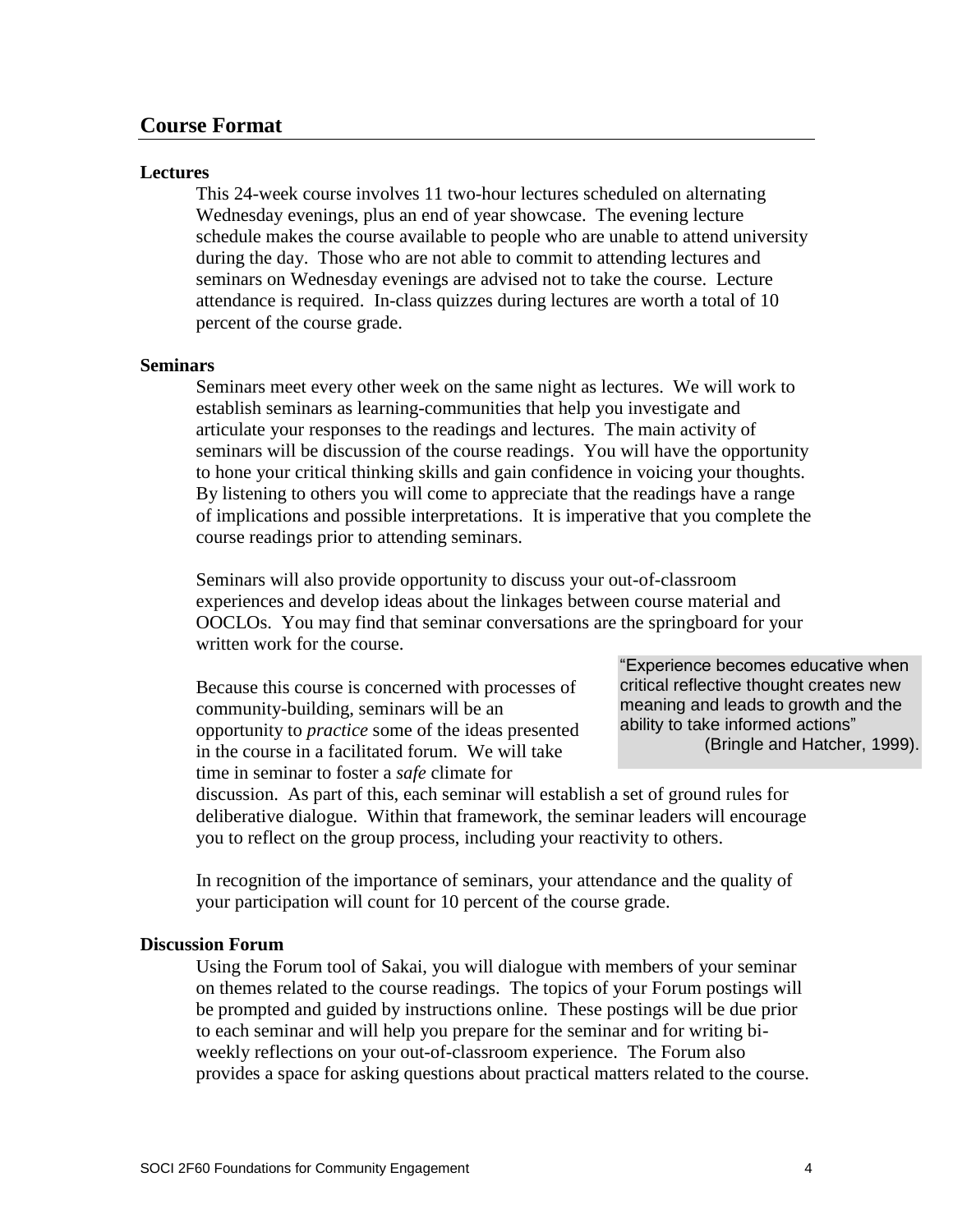## Course Format

### Lectures

This 24-week course involves 11 two-hour lectures scheduled on alternating Wednesday evenings, plus an end of year showcase. The evening lecture schedule makes the course available to people who are unable to attend university during the day. Those who are not able to commit to attending lectures and seminars on Wednesday evenings are advised not to take the course. Lecture attendance is required. In-class quizzes during lectures are worth a total of 10 percent of the course grade.

### Seminars

Seminars meet every other week on the same night as lectures. We will work to establish seminars as learning-communities that help you investigate and articulate your responses to the readings and lectures. The main activity of seminars will be discussion of the course readings. You will have the opportunity to hone your critical thinking skills and gain confidence in voicing your thoughts. By listening to others you will come to appreciate that the readings have a range of implications and possible interpretations. It is imperative that you complete the course readings prior to attending seminars.

Seminars will also provide opportunity to discuss your out-of-classroom experiences and develop ideas about the linkages between course material and OOCLOs. You may find that seminar conversations are the springboard for your written work for the course.

> "Experience becomes educative when critical reflective thought creates new meaning and leads to growth and the ability to take informed actions" (Bringle and Hatcher, 1999).

Because this course is concerned with processes of community-building, seminars will be an opportunity to *practice* some of the ideas presented in the course in a facilitated forum. We will take time in seminar to foster a *safe* climate for discussion. As part of this, each seminar will establish a set of ground rules for deliberative dialogue. Within that framework, the seminar leaders will encourage you to reflect on the group process, including your reactivity to others.

In recognition of the importance of seminars, your attendance and the quality of your participation will count for 10 percent of the course grade.

### Discussion Forum

Using the Forum tool of Sakai, you will dialogue with members of your seminar on themes related to the course readings. The topics of your Forum postings will be prompted and guided by instructions online. These postings will be due prior to each seminar and will help you prepare for the seminar and for writing bi-weekly reflections on your out-of-classroom experience. The Forum also provides a space for asking questions about practical matters related to the course.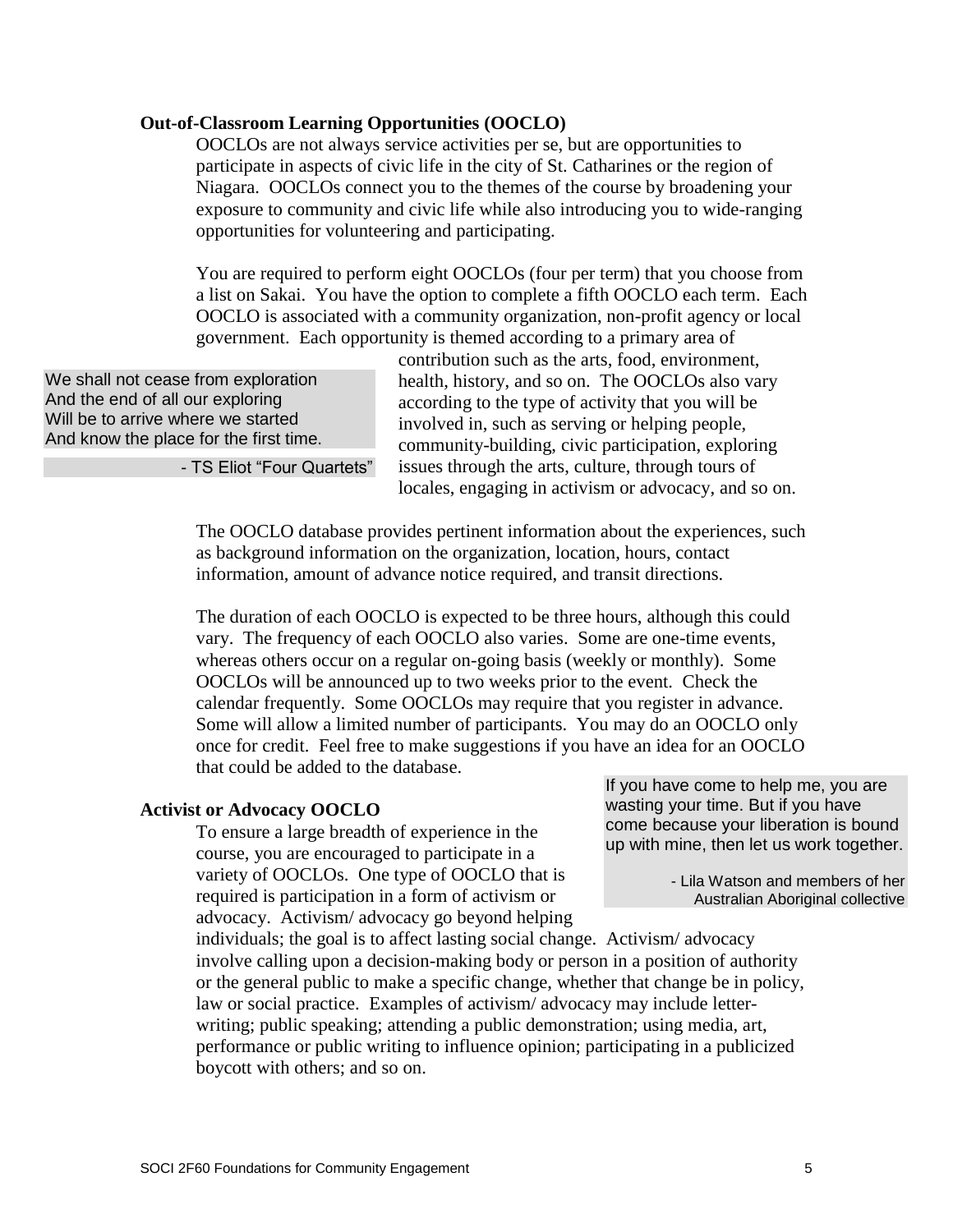**Out-of-Classroom Learning Opportunities (OOCLO)**

OOCLOs are not always service activities per se, but are opportunities to participate in aspects of civic life in the city of St. Catharines or the region of Niagara. OOCLOs connect you to the themes of the course by broadening your exposure to community and civic life while also introducing you to wide-ranging opportunities for volunteering and participating.

You are required to perform eight OOCLOs (four per term) that you choose from a list on Sakai. You have the option to complete a fifth OOCLO each term. Each OOCLO is associated with a community organization, non-profit agency or local government. Each opportunity is themed according to a primary area of contribution such as the arts, food, environment, health, history, and so on. The OOCLOs also vary according to the type of activity that you will be involved in, such as serving or helping people, community-building, civic participation, exploring issues through the arts, culture, through tours of locales, engaging in activism or advocacy, and so on.

> We shall not cease from exploration
> And the end of all our exploring
> Will be to arrive where we started
> And know the place for the first time.
>
> \- TS Eliot "Four Quartets"

The OOCLO database provides pertinent information about the experiences, such as background information on the organization, location, hours, contact information, amount of advance notice required, and transit directions.

The duration of each OOCLO is expected to be three hours, although this could vary. The frequency of each OOCLO also varies. Some are one-time events, whereas others occur on a regular on-going basis (weekly or monthly). Some OOCLOs will be announced up to two weeks prior to the event. Check the calendar frequently. Some OOCLOs may require that you register in advance. Some will allow a limited number of participants. You may do an OOCLO only once for credit. Feel free to make suggestions if you have an idea for an OOCLO that could be added to the database.

**Activist or Advocacy OOCLO**

To ensure a large breadth of experience in the course, you are encouraged to participate in a variety of OOCLOs. One type of OOCLO that is required is participation in a form of activism or advocacy. Activism/ advocacy go beyond helping individuals; the goal is to affect lasting social change. Activism/ advocacy involve calling upon a decision-making body or person in a position of authority or the general public to make a specific change, whether that change be in policy, law or social practice. Examples of activism/ advocacy may include letter-writing; public speaking; attending a public demonstration; using media, art, performance or public writing to influence opinion; participating in a publicized boycott with others; and so on.

> If you have come to help me, you are wasting your time. But if you have come because your liberation is bound up with mine, then let us work together.
>
> \- Lila Watson and members of her Australian Aboriginal collective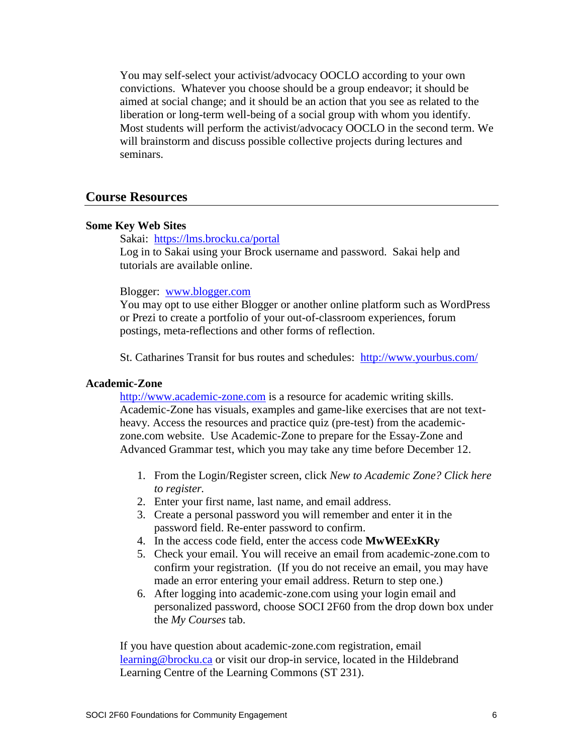You may self-select your activist/advocacy OOCLO according to your own convictions. Whatever you choose should be a group endeavor; it should be aimed at social change; and it should be an action that you see as related to the liberation or long-term well-being of a social group with whom you identify. Most students will perform the activist/advocacy OOCLO in the second term. We will brainstorm and discuss possible collective projects during lectures and seminars.

## Course Resources

### Some Key Web Sites

Sakai: https://lms.brocku.ca/portal
Log in to Sakai using your Brock username and password. Sakai help and tutorials are available online.

Blogger: www.blogger.com
You may opt to use either Blogger or another online platform such as WordPress or Prezi to create a portfolio of your out-of-classroom experiences, forum postings, meta-reflections and other forms of reflection.

St. Catharines Transit for bus routes and schedules: http://www.yourbus.com/

### Academic-Zone

http://www.academic-zone.com is a resource for academic writing skills. Academic-Zone has visuals, examples and game-like exercises that are not text-heavy. Access the resources and practice quiz (pre-test) from the academic-zone.com website. Use Academic-Zone to prepare for the Essay-Zone and Advanced Grammar test, which you may take any time before December 12.

1. From the Login/Register screen, click *New to Academic Zone? Click here to register.*
2. Enter your first name, last name, and email address.
3. Create a personal password you will remember and enter it in the password field. Re-enter password to confirm.
4. In the access code field, enter the access code **MwWEExKRy**
5. Check your email. You will receive an email from academic-zone.com to confirm your registration. (If you do not receive an email, you may have made an error entering your email address. Return to step one.)
6. After logging into academic-zone.com using your login email and personalized password, choose SOCI 2F60 from the drop down box under the *My Courses* tab.

If you have question about academic-zone.com registration, email learning@brocku.ca or visit our drop-in service, located in the Hildebrand Learning Centre of the Learning Commons (ST 231).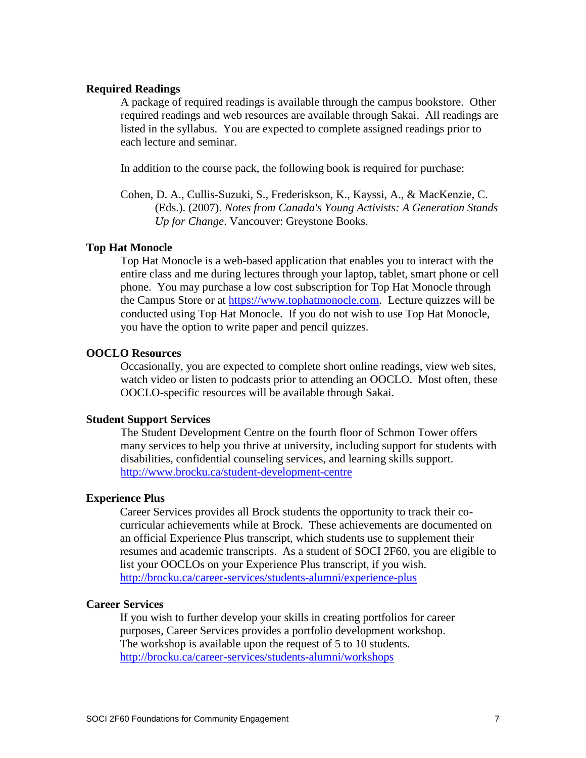## Required Readings

A package of required readings is available through the campus bookstore. Other required readings and web resources are available through Sakai. All readings are listed in the syllabus. You are expected to complete assigned readings prior to each lecture and seminar.

In addition to the course pack, the following book is required for purchase:

Cohen, D. A., Cullis-Suzuki, S., Frederiskson, K., Kayssi, A., & MacKenzie, C. (Eds.). (2007). *Notes from Canada's Young Activists: A Generation Stands Up for Change*. Vancouver: Greystone Books.

## Top Hat Monocle

Top Hat Monocle is a web-based application that enables you to interact with the entire class and me during lectures through your laptop, tablet, smart phone or cell phone. You may purchase a low cost subscription for Top Hat Monocle through the Campus Store or at [https://www.tophatmonocle.com](https://www.tophatmonocle.com). Lecture quizzes will be conducted using Top Hat Monocle. If you do not wish to use Top Hat Monocle, you have the option to write paper and pencil quizzes.

## OOCLO Resources

Occasionally, you are expected to complete short online readings, view web sites, watch video or listen to podcasts prior to attending an OOCLO. Most often, these OOCLO-specific resources will be available through Sakai.

## Student Support Services

The Student Development Centre on the fourth floor of Schmon Tower offers many services to help you thrive at university, including support for students with disabilities, confidential counseling services, and learning skills support. [http://www.brocku.ca/student-development-centre](http://www.brocku.ca/student-development-centre)

## Experience Plus

Career Services provides all Brock students the opportunity to track their co-curricular achievements while at Brock. These achievements are documented on an official Experience Plus transcript, which students use to supplement their resumes and academic transcripts. As a student of SOCI 2F60, you are eligible to list your OOCLOs on your Experience Plus transcript, if you wish. [http://brocku.ca/career-services/students-alumni/experience-plus](http://brocku.ca/career-services/students-alumni/experience-plus)

## Career Services

If you wish to further develop your skills in creating portfolios for career purposes, Career Services provides a portfolio development workshop. The workshop is available upon the request of 5 to 10 students. [http://brocku.ca/career-services/students-alumni/workshops](http://brocku.ca/career-services/students-alumni/workshops)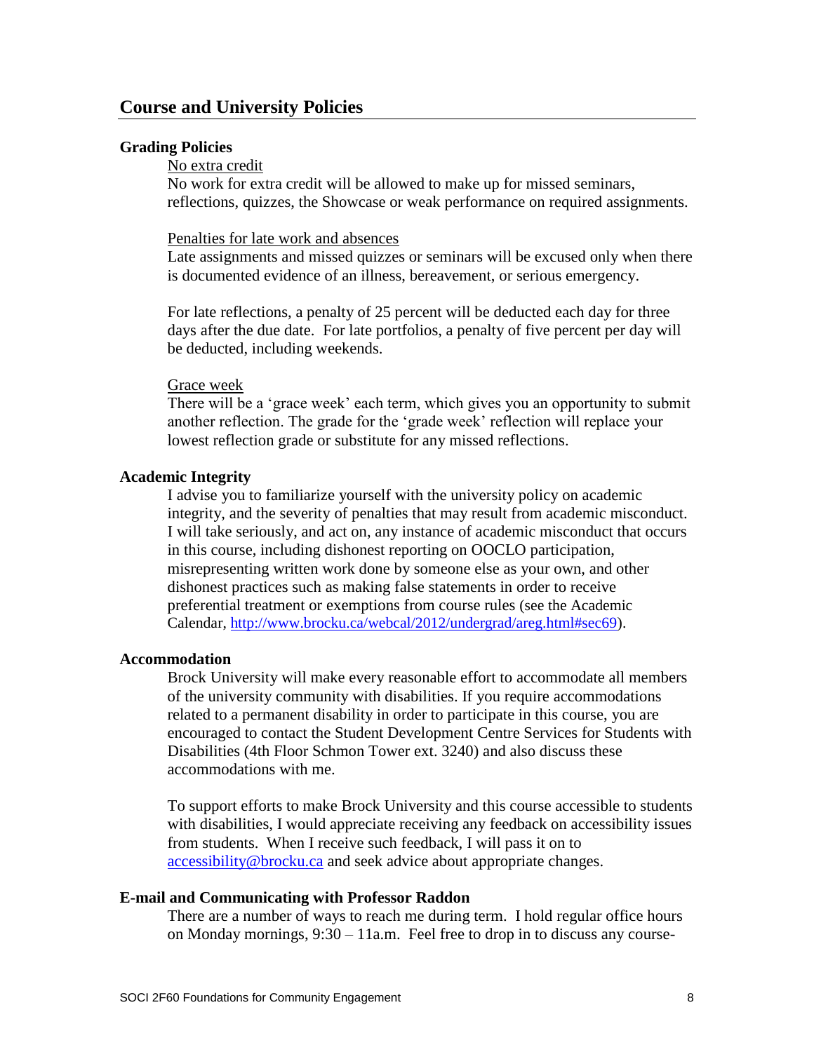## Course and University Policies

### Grading Policies

No extra credit

No work for extra credit will be allowed to make up for missed seminars, reflections, quizzes, the Showcase or weak performance on required assignments.

Penalties for late work and absences

Late assignments and missed quizzes or seminars will be excused only when there is documented evidence of an illness, bereavement, or serious emergency.

For late reflections, a penalty of 25 percent will be deducted each day for three days after the due date. For late portfolios, a penalty of five percent per day will be deducted, including weekends.

Grace week

There will be a 'grace week' each term, which gives you an opportunity to submit another reflection. The grade for the 'grade week' reflection will replace your lowest reflection grade or substitute for any missed reflections.

### Academic Integrity

I advise you to familiarize yourself with the university policy on academic integrity, and the severity of penalties that may result from academic misconduct. I will take seriously, and act on, any instance of academic misconduct that occurs in this course, including dishonest reporting on OOCLO participation, misrepresenting written work done by someone else as your own, and other dishonest practices such as making false statements in order to receive preferential treatment or exemptions from course rules (see the Academic Calendar, http://www.brocku.ca/webcal/2012/undergrad/areg.html#sec69).

### Accommodation

Brock University will make every reasonable effort to accommodate all members of the university community with disabilities. If you require accommodations related to a permanent disability in order to participate in this course, you are encouraged to contact the Student Development Centre Services for Students with Disabilities (4th Floor Schmon Tower ext. 3240) and also discuss these accommodations with me.

To support efforts to make Brock University and this course accessible to students with disabilities, I would appreciate receiving any feedback on accessibility issues from students. When I receive such feedback, I will pass it on to accessibility@brocku.ca and seek advice about appropriate changes.

### E-mail and Communicating with Professor Raddon

There are a number of ways to reach me during term. I hold regular office hours on Monday mornings, 9:30 – 11a.m. Feel free to drop in to discuss any course-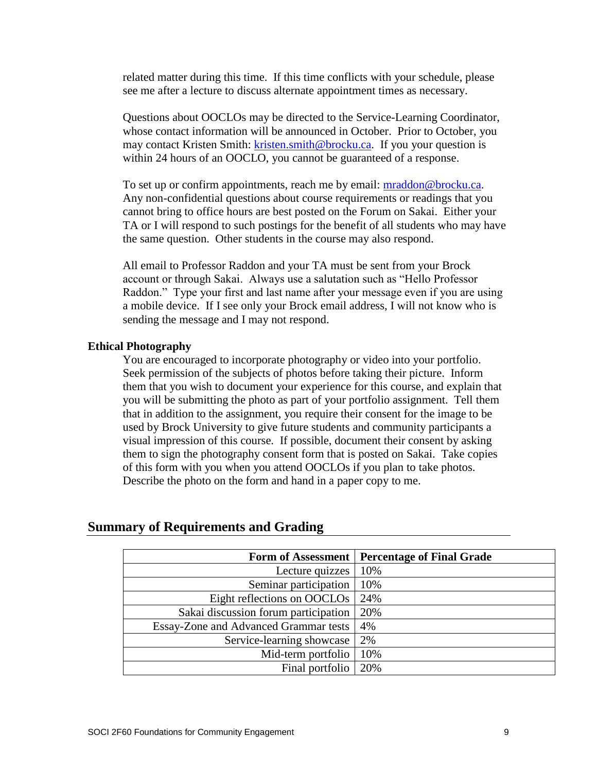related matter during this time. If this time conflicts with your schedule, please see me after a lecture to discuss alternate appointment times as necessary.

Questions about OOCLOs may be directed to the Service-Learning Coordinator, whose contact information will be announced in October. Prior to October, you may contact Kristen Smith: kristen.smith@brocku.ca. If you your question is within 24 hours of an OOCLO, you cannot be guaranteed of a response.

To set up or confirm appointments, reach me by email: mraddon@brocku.ca. Any non-confidential questions about course requirements or readings that you cannot bring to office hours are best posted on the Forum on Sakai. Either your TA or I will respond to such postings for the benefit of all students who may have the same question. Other students in the course may also respond.

All email to Professor Raddon and your TA must be sent from your Brock account or through Sakai. Always use a salutation such as "Hello Professor Raddon." Type your first and last name after your message even if you are using a mobile device. If I see only your Brock email address, I will not know who is sending the message and I may not respond.

### Ethical Photography

You are encouraged to incorporate photography or video into your portfolio. Seek permission of the subjects of photos before taking their picture. Inform them that you wish to document your experience for this course, and explain that you will be submitting the photo as part of your portfolio assignment. Tell them that in addition to the assignment, you require their consent for the image to be used by Brock University to give future students and community participants a visual impression of this course. If possible, document their consent by asking them to sign the photography consent form that is posted on Sakai. Take copies of this form with you when you attend OOCLOs if you plan to take photos. Describe the photo on the form and hand in a paper copy to me.

## Summary of Requirements and Grading

| Form of Assessment | Percentage of Final Grade |
|---:|---|
| Lecture quizzes | 10% |
| Seminar participation | 10% |
| Eight reflections on OOCLOs | 24% |
| Sakai discussion forum participation | 20% |
| Essay-Zone and Advanced Grammar tests | 4% |
| Service-learning showcase | 2% |
| Mid-term portfolio | 10% |
| Final portfolio | 20% |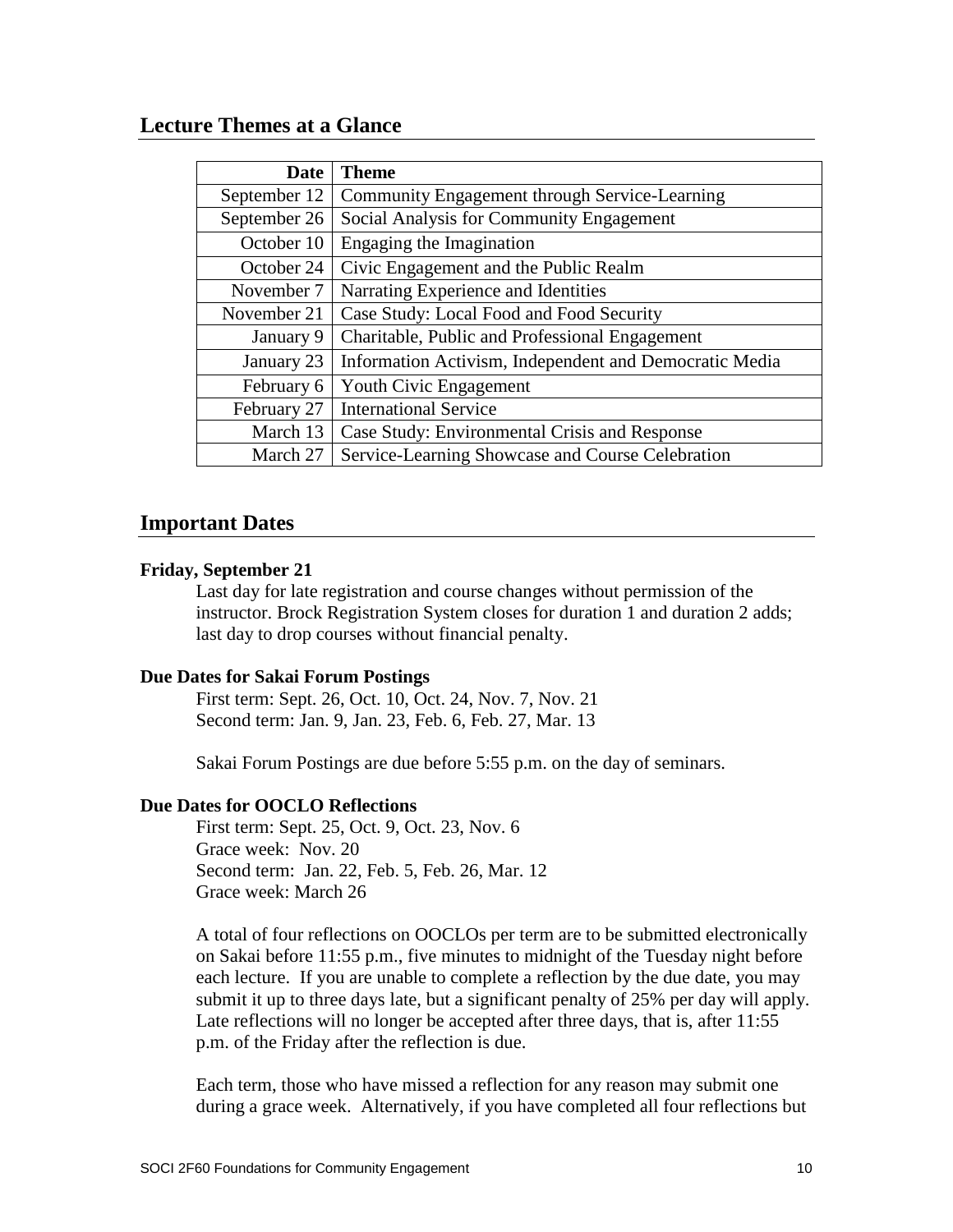## Lecture Themes at a Glance

| Date | Theme |
|---|---|
| September 12 | Community Engagement through Service-Learning |
| September 26 | Social Analysis for Community Engagement |
| October 10 | Engaging the Imagination |
| October 24 | Civic Engagement and the Public Realm |
| November 7 | Narrating Experience and Identities |
| November 21 | Case Study: Local Food and Food Security |
| January 9 | Charitable, Public and Professional Engagement |
| January 23 | Information Activism, Independent and Democratic Media |
| February 6 | Youth Civic Engagement |
| February 27 | International Service |
| March 13 | Case Study: Environmental Crisis and Response |
| March 27 | Service-Learning Showcase and Course Celebration |

## Important Dates

**Friday, September 21**

Last day for late registration and course changes without permission of the instructor. Brock Registration System closes for duration 1 and duration 2 adds; last day to drop courses without financial penalty.

**Due Dates for Sakai Forum Postings**

First term: Sept. 26, Oct. 10, Oct. 24, Nov. 7, Nov. 21
Second term: Jan. 9, Jan. 23, Feb. 6, Feb. 27, Mar. 13

Sakai Forum Postings are due before 5:55 p.m. on the day of seminars.

**Due Dates for OOCLO Reflections**

First term: Sept. 25, Oct. 9, Oct. 23, Nov. 6
Grace week: Nov. 20
Second term: Jan. 22, Feb. 5, Feb. 26, Mar. 12
Grace week: March 26

A total of four reflections on OOCLOs per term are to be submitted electronically on Sakai before 11:55 p.m., five minutes to midnight of the Tuesday night before each lecture. If you are unable to complete a reflection by the due date, you may submit it up to three days late, but a significant penalty of 25% per day will apply. Late reflections will no longer be accepted after three days, that is, after 11:55 p.m. of the Friday after the reflection is due.

Each term, those who have missed a reflection for any reason may submit one during a grace week. Alternatively, if you have completed all four reflections but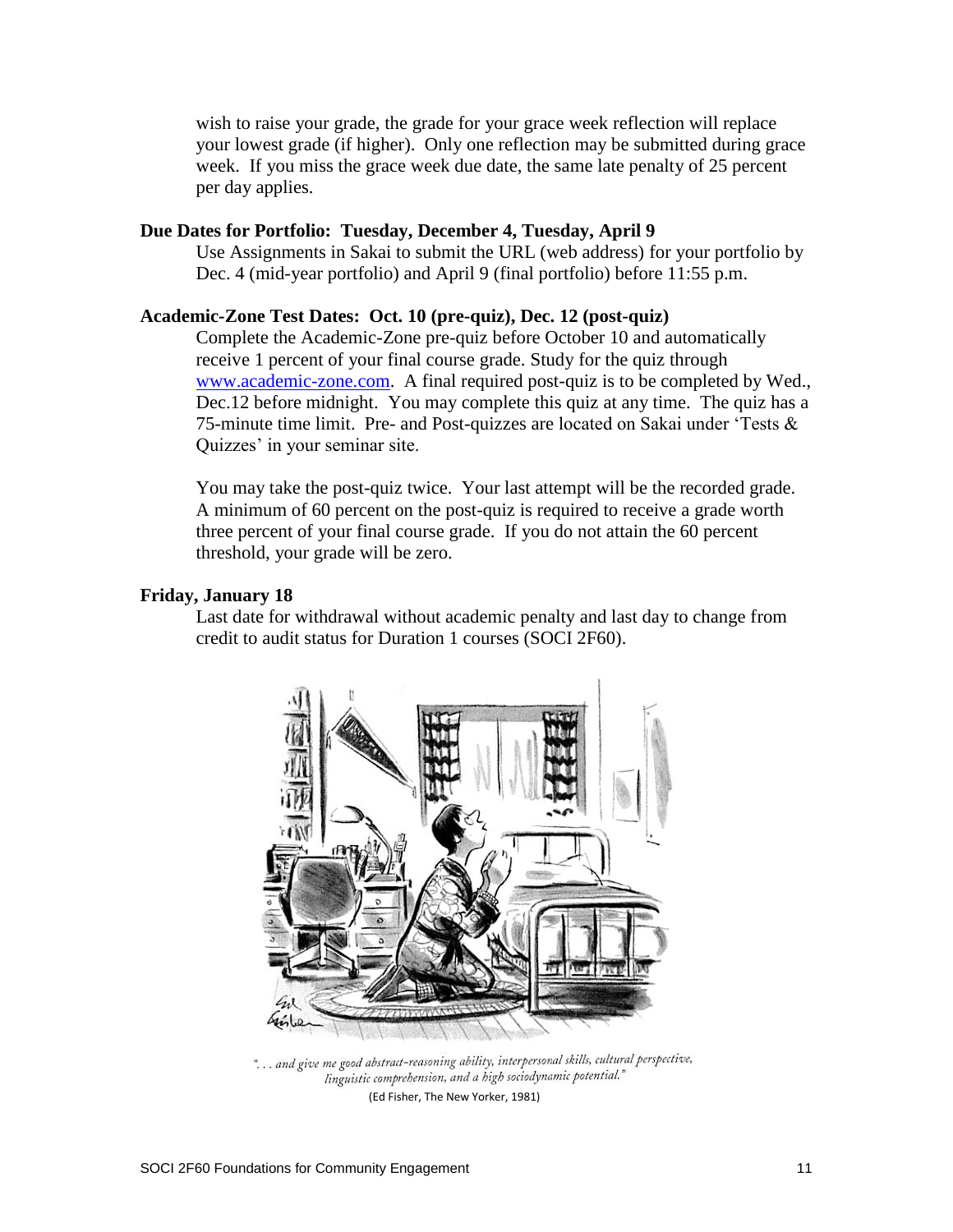wish to raise your grade, the grade for your grace week reflection will replace your lowest grade (if higher). Only one reflection may be submitted during grace week. If you miss the grace week due date, the same late penalty of 25 percent per day applies.

**Due Dates for Portfolio: Tuesday, December 4, Tuesday, April 9**

Use Assignments in Sakai to submit the URL (web address) for your portfolio by Dec. 4 (mid-year portfolio) and April 9 (final portfolio) before 11:55 p.m.

**Academic-Zone Test Dates: Oct. 10 (pre-quiz), Dec. 12 (post-quiz)**

Complete the Academic-Zone pre-quiz before October 10 and automatically receive 1 percent of your final course grade. Study for the quiz through www.academic-zone.com. A final required post-quiz is to be completed by Wed., Dec.12 before midnight. You may complete this quiz at any time. The quiz has a 75-minute time limit. Pre- and Post-quizzes are located on Sakai under 'Tests & Quizzes' in your seminar site.

You may take the post-quiz twice. Your last attempt will be the recorded grade. A minimum of 60 percent on the post-quiz is required to receive a grade worth three percent of your final course grade. If you do not attain the 60 percent threshold, your grade will be zero.

**Friday, January 18**

Last date for withdrawal without academic penalty and last day to change from credit to audit status for Duration 1 courses (SOCI 2F60).

*". . . and give me good abstract-reasoning ability, interpersonal skills, cultural perspective, linguistic comprehension, and a high sociodynamic potential."*

(Ed Fisher, The New Yorker, 1981)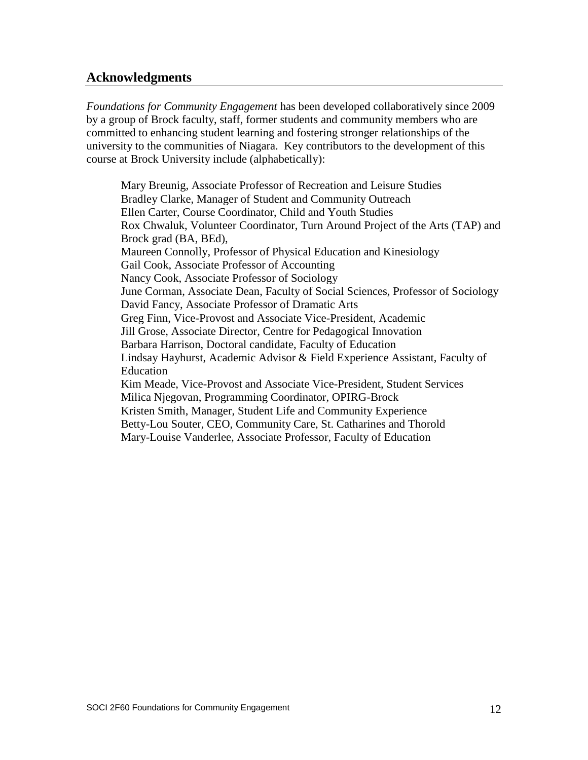## Acknowledgments

*Foundations for Community Engagement* has been developed collaboratively since 2009 by a group of Brock faculty, staff, former students and community members who are committed to enhancing student learning and fostering stronger relationships of the university to the communities of Niagara. Key contributors to the development of this course at Brock University include (alphabetically):

Mary Breunig, Associate Professor of Recreation and Leisure Studies  
Bradley Clarke, Manager of Student and Community Outreach  
Ellen Carter, Course Coordinator, Child and Youth Studies  
Rox Chwaluk, Volunteer Coordinator, Turn Around Project of the Arts (TAP) and Brock grad (BA, BEd),  
Maureen Connolly, Professor of Physical Education and Kinesiology  
Gail Cook, Associate Professor of Accounting  
Nancy Cook, Associate Professor of Sociology  
June Corman, Associate Dean, Faculty of Social Sciences, Professor of Sociology  
David Fancy, Associate Professor of Dramatic Arts  
Greg Finn, Vice-Provost and Associate Vice-President, Academic  
Jill Grose, Associate Director, Centre for Pedagogical Innovation  
Barbara Harrison, Doctoral candidate, Faculty of Education  
Lindsay Hayhurst, Academic Advisor & Field Experience Assistant, Faculty of Education  
Kim Meade, Vice-Provost and Associate Vice-President, Student Services  
Milica Njegovan, Programming Coordinator, OPIRG-Brock  
Kristen Smith, Manager, Student Life and Community Experience  
Betty-Lou Souter, CEO, Community Care, St. Catharines and Thorold  
Mary-Louise Vanderlee, Associate Professor, Faculty of Education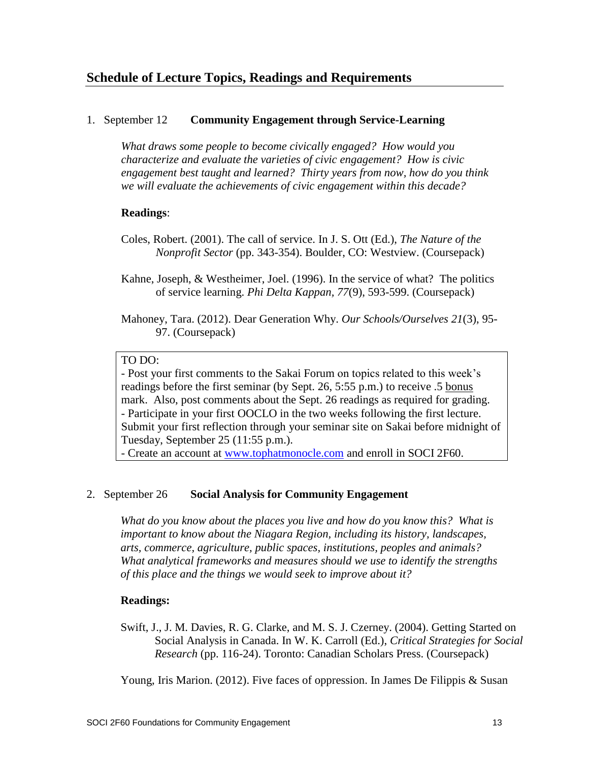## Schedule of Lecture Topics, Readings and Requirements

1. September 12 **Community Engagement through Service-Learning**

   *What draws some people to become civically engaged? How would you characterize and evaluate the varieties of civic engagement? How is civic engagement best taught and learned? Thirty years from now, how do you think we will evaluate the achievements of civic engagement within this decade?*

   **Readings**:

   Coles, Robert. (2001). The call of service. In J. S. Ott (Ed.), *The Nature of the Nonprofit Sector* (pp. 343-354). Boulder, CO: Westview. (Coursepack)

   Kahne, Joseph, & Westheimer, Joel. (1996). In the service of what? The politics of service learning. *Phi Delta Kappan, 77*(9), 593-599. (Coursepack)

   Mahoney, Tara. (2012). Dear Generation Why. *Our Schools/Ourselves 21*(3), 95-97. (Coursepack)

   > TO DO:
   > - Post your first comments to the Sakai Forum on topics related to this week's readings before the first seminar (by Sept. 26, 5:55 p.m.) to receive .5 bonus mark. Also, post comments about the Sept. 26 readings as required for grading.
   > - Participate in your first OOCLO in the two weeks following the first lecture. Submit your first reflection through your seminar site on Sakai before midnight of Tuesday, September 25 (11:55 p.m.).
   > - Create an account at www.tophatmonocle.com and enroll in SOCI 2F60.

2. September 26 **Social Analysis for Community Engagement**

   *What do you know about the places you live and how do you know this? What is important to know about the Niagara Region, including its history, landscapes, arts, commerce, agriculture, public spaces, institutions, peoples and animals? What analytical frameworks and measures should we use to identify the strengths of this place and the things we would seek to improve about it?*

   **Readings:**

   Swift, J., J. M. Davies, R. G. Clarke, and M. S. J. Czerney. (2004). Getting Started on Social Analysis in Canada. In W. K. Carroll (Ed.), *Critical Strategies for Social Research* (pp. 116-24). Toronto: Canadian Scholars Press. (Coursepack)

   Young, Iris Marion. (2012). Five faces of oppression. In James De Filippis & Susan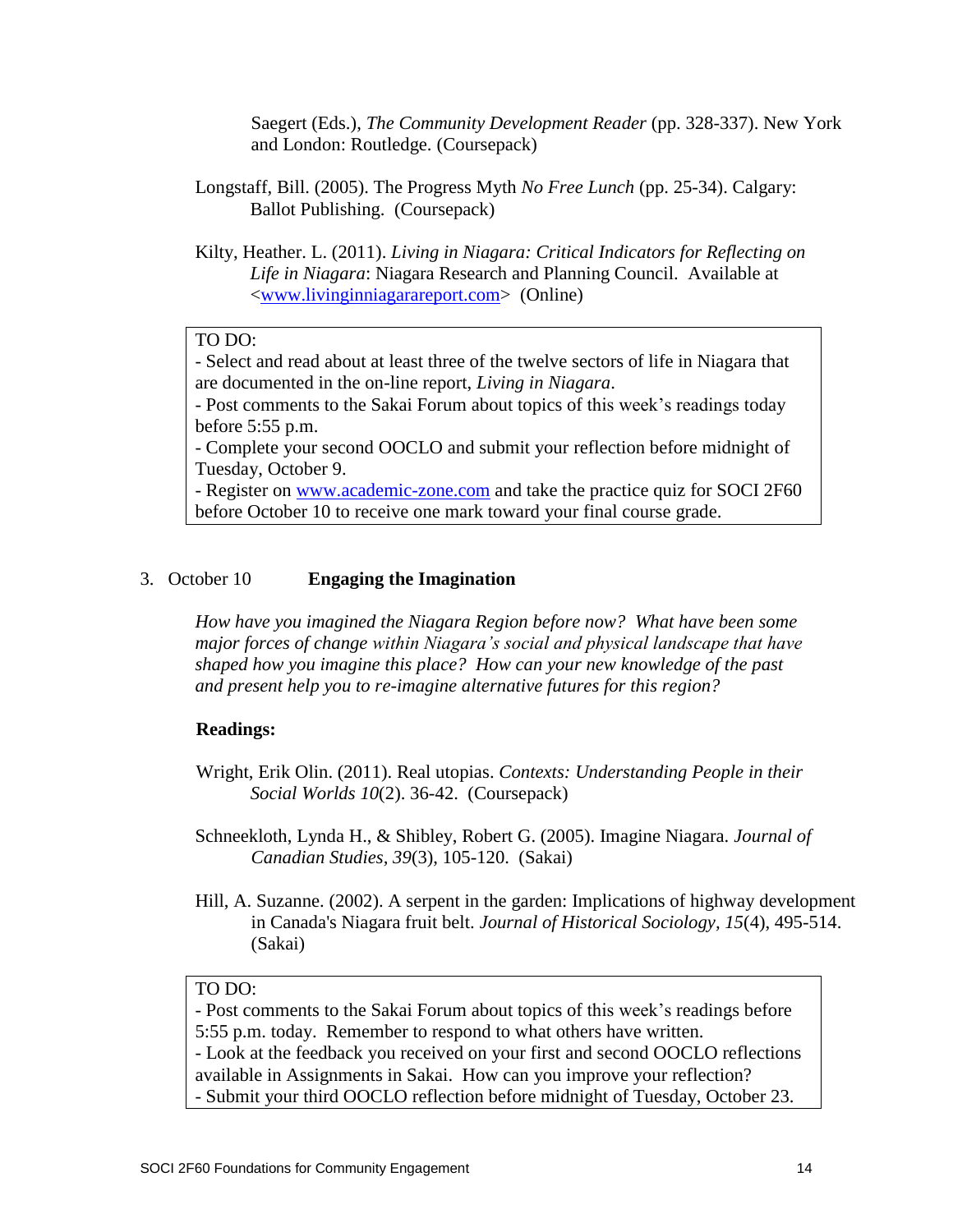Saegert (Eds.), *The Community Development Reader* (pp. 328-337). New York and London: Routledge. (Coursepack)

Longstaff, Bill. (2005). The Progress Myth *No Free Lunch* (pp. 25-34). Calgary: Ballot Publishing. (Coursepack)

Kilty, Heather. L. (2011). *Living in Niagara: Critical Indicators for Reflecting on Life in Niagara*: Niagara Research and Planning Council. Available at <www.livinginniagarareport.com> (Online)

> TO DO:
> - Select and read about at least three of the twelve sectors of life in Niagara that are documented in the on-line report, *Living in Niagara*.
> - Post comments to the Sakai Forum about topics of this week's readings today before 5:55 p.m.
> - Complete your second OOCLO and submit your reflection before midnight of Tuesday, October 9.
> - Register on www.academic-zone.com and take the practice quiz for SOCI 2F60 before October 10 to receive one mark toward your final course grade.

3. October 10 **Engaging the Imagination**

*How have you imagined the Niagara Region before now? What have been some major forces of change within Niagara's social and physical landscape that have shaped how you imagine this place? How can your new knowledge of the past and present help you to re-imagine alternative futures for this region?*

**Readings:**

Wright, Erik Olin. (2011). Real utopias. *Contexts: Understanding People in their Social Worlds 10*(2). 36-42. (Coursepack)

Schneekloth, Lynda H., & Shibley, Robert G. (2005). Imagine Niagara. *Journal of Canadian Studies, 39*(3), 105-120. (Sakai)

Hill, A. Suzanne. (2002). A serpent in the garden: Implications of highway development in Canada's Niagara fruit belt. *Journal of Historical Sociology, 15*(4), 495-514. (Sakai)

> TO DO:
> - Post comments to the Sakai Forum about topics of this week's readings before 5:55 p.m. today. Remember to respond to what others have written.
> - Look at the feedback you received on your first and second OOCLO reflections available in Assignments in Sakai. How can you improve your reflection?
> - Submit your third OOCLO reflection before midnight of Tuesday, October 23.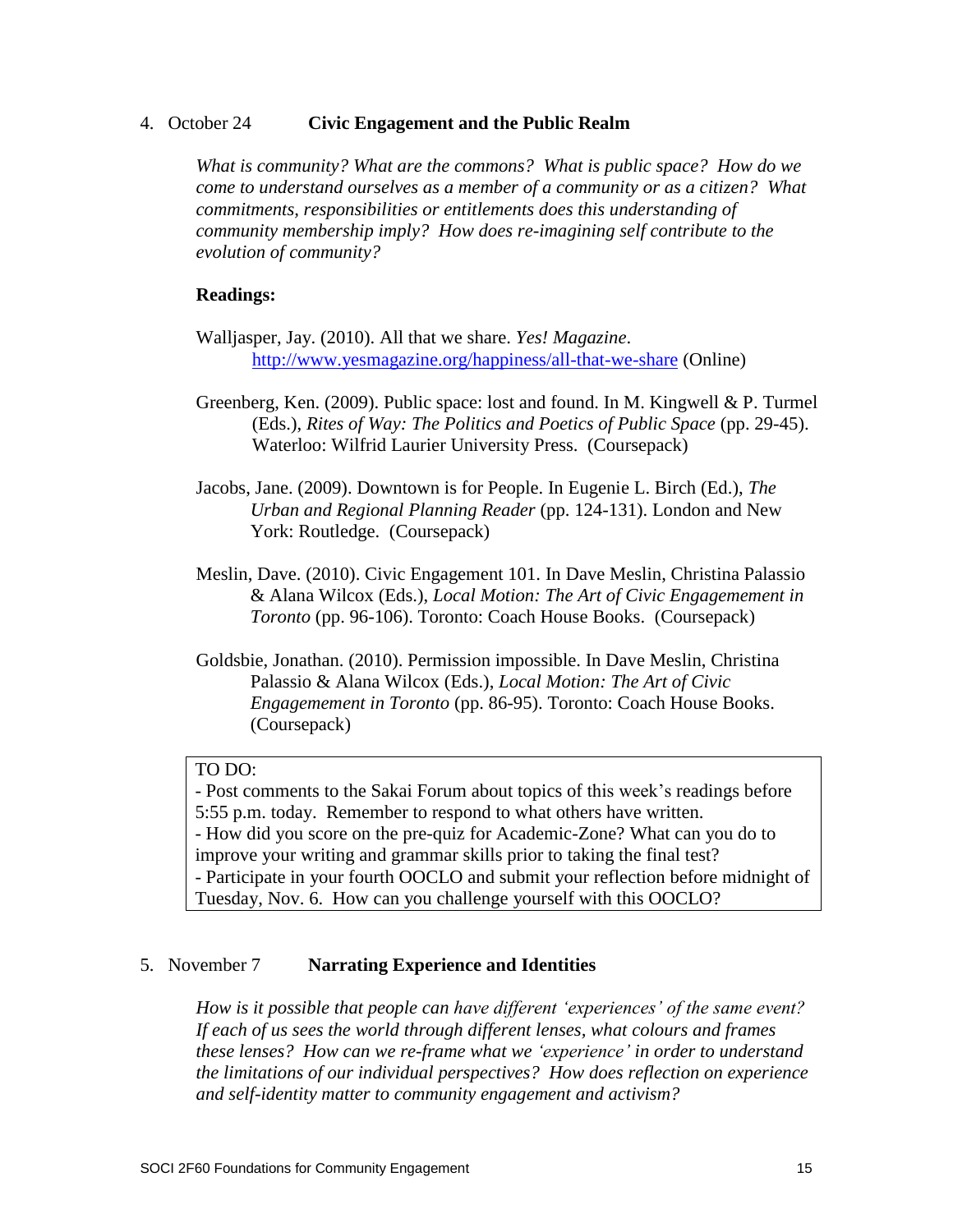4. October 24 **Civic Engagement and the Public Realm**

*What is community? What are the commons? What is public space? How do we come to understand ourselves as a member of a community or as a citizen? What commitments, responsibilities or entitlements does this understanding of community membership imply? How does re-imagining self contribute to the evolution of community?*

**Readings:**

Walljasper, Jay. (2010). All that we share. *Yes! Magazine*. http://www.yesmagazine.org/happiness/all-that-we-share (Online)

Greenberg, Ken. (2009). Public space: lost and found. In M. Kingwell & P. Turmel (Eds.), *Rites of Way: The Politics and Poetics of Public Space* (pp. 29-45). Waterloo: Wilfrid Laurier University Press. (Coursepack)

Jacobs, Jane. (2009). Downtown is for People. In Eugenie L. Birch (Ed.), *The Urban and Regional Planning Reader* (pp. 124-131). London and New York: Routledge. (Coursepack)

Meslin, Dave. (2010). Civic Engagement 101. In Dave Meslin, Christina Palassio & Alana Wilcox (Eds.), *Local Motion: The Art of Civic Engagement in Toronto* (pp. 96-106). Toronto: Coach House Books. (Coursepack)

Goldsbie, Jonathan. (2010). Permission impossible. In Dave Meslin, Christina Palassio & Alana Wilcox (Eds.), *Local Motion: The Art of Civic Engagement in Toronto* (pp. 86-95). Toronto: Coach House Books. (Coursepack)

TO DO:
- Post comments to the Sakai Forum about topics of this week's readings before 5:55 p.m. today. Remember to respond to what others have written.
- How did you score on the pre-quiz for Academic-Zone? What can you do to improve your writing and grammar skills prior to taking the final test?
- Participate in your fourth OOCLO and submit your reflection before midnight of Tuesday, Nov. 6. How can you challenge yourself with this OOCLO?

5. November 7 **Narrating Experience and Identities**

*How is it possible that people can have different 'experiences' of the same event? If each of us sees the world through different lenses, what colours and frames these lenses? How can we re-frame what we 'experience' in order to understand the limitations of our individual perspectives? How does reflection on experience and self-identity matter to community engagement and activism?*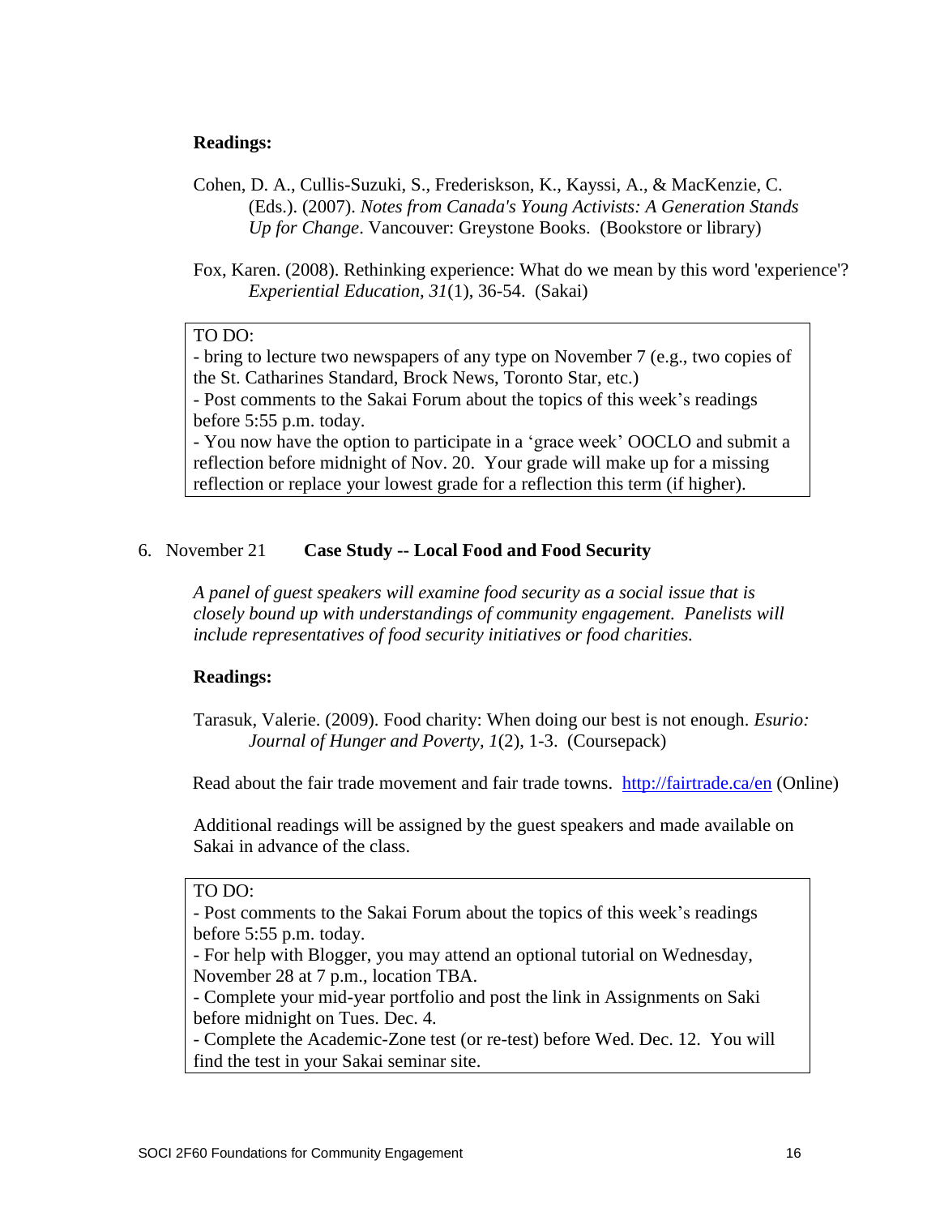**Readings:**

Cohen, D. A., Cullis-Suzuki, S., Frederiskson, K., Kayssi, A., & MacKenzie, C. (Eds.). (2007). *Notes from Canada's Young Activists: A Generation Stands Up for Change*. Vancouver: Greystone Books. (Bookstore or library)

Fox, Karen. (2008). Rethinking experience: What do we mean by this word 'experience'? *Experiential Education, 31*(1), 36-54. (Sakai)

> TO DO:
> - bring to lecture two newspapers of any type on November 7 (e.g., two copies of the St. Catharines Standard, Brock News, Toronto Star, etc.)
> - Post comments to the Sakai Forum about the topics of this week's readings before 5:55 p.m. today.
> - You now have the option to participate in a 'grace week' OOCLO and submit a reflection before midnight of Nov. 20. Your grade will make up for a missing reflection or replace your lowest grade for a reflection this term (if higher).

## 6. November 21 **Case Study -- Local Food and Food Security**

*A panel of guest speakers will examine food security as a social issue that is closely bound up with understandings of community engagement. Panelists will include representatives of food security initiatives or food charities.*

**Readings:**

Tarasuk, Valerie. (2009). Food charity: When doing our best is not enough. *Esurio: Journal of Hunger and Poverty, 1*(2), 1-3. (Coursepack)

Read about the fair trade movement and fair trade towns. [http://fairtrade.ca/en](http://fairtrade.ca/en) (Online)

Additional readings will be assigned by the guest speakers and made available on Sakai in advance of the class.

> TO DO:
> - Post comments to the Sakai Forum about the topics of this week's readings before 5:55 p.m. today.
> - For help with Blogger, you may attend an optional tutorial on Wednesday, November 28 at 7 p.m., location TBA.
> - Complete your mid-year portfolio and post the link in Assignments on Saki before midnight on Tues. Dec. 4.
> - Complete the Academic-Zone test (or re-test) before Wed. Dec. 12. You will find the test in your Sakai seminar site.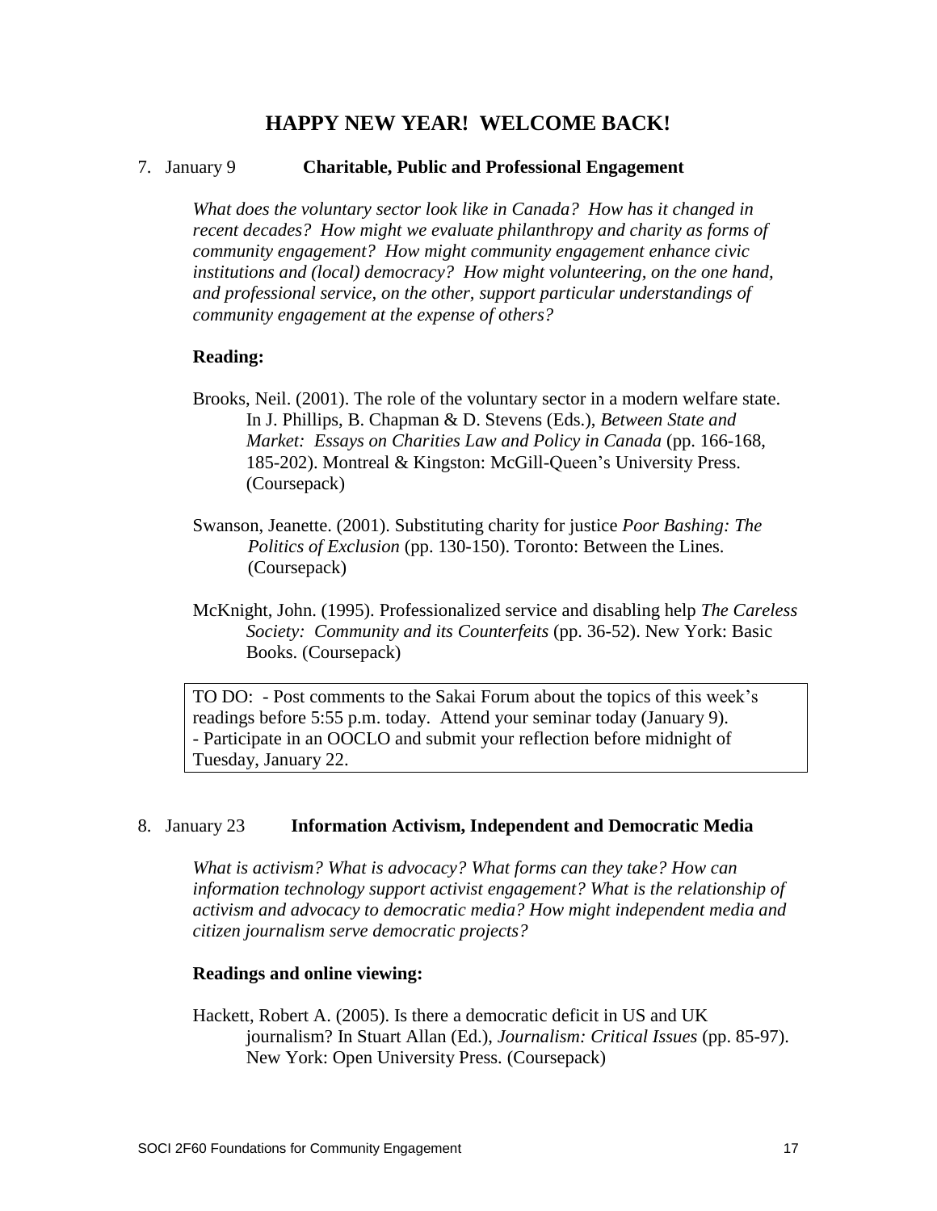## HAPPY NEW YEAR! WELCOME BACK!

7. January 9 **Charitable, Public and Professional Engagement**

*What does the voluntary sector look like in Canada? How has it changed in recent decades? How might we evaluate philanthropy and charity as forms of community engagement? How might community engagement enhance civic institutions and (local) democracy? How might volunteering, on the one hand, and professional service, on the other, support particular understandings of community engagement at the expense of others?*

**Reading:**

Brooks, Neil. (2001). The role of the voluntary sector in a modern welfare state. In J. Phillips, B. Chapman & D. Stevens (Eds.), *Between State and Market: Essays on Charities Law and Policy in Canada* (pp. 166-168, 185-202). Montreal & Kingston: McGill-Queen's University Press. (Coursepack)

Swanson, Jeanette. (2001). Substituting charity for justice *Poor Bashing: The Politics of Exclusion* (pp. 130-150). Toronto: Between the Lines. (Coursepack)

McKnight, John. (1995). Professionalized service and disabling help *The Careless Society: Community and its Counterfeits* (pp. 36-52). New York: Basic Books. (Coursepack)

TO DO: - Post comments to the Sakai Forum about the topics of this week's readings before 5:55 p.m. today. Attend your seminar today (January 9).
- Participate in an OOCLO and submit your reflection before midnight of Tuesday, January 22.

8. January 23 **Information Activism, Independent and Democratic Media**

*What is activism? What is advocacy? What forms can they take? How can information technology support activist engagement? What is the relationship of activism and advocacy to democratic media? How might independent media and citizen journalism serve democratic projects?*

**Readings and online viewing:**

Hackett, Robert A. (2005). Is there a democratic deficit in US and UK journalism? In Stuart Allan (Ed.), *Journalism: Critical Issues* (pp. 85-97). New York: Open University Press. (Coursepack)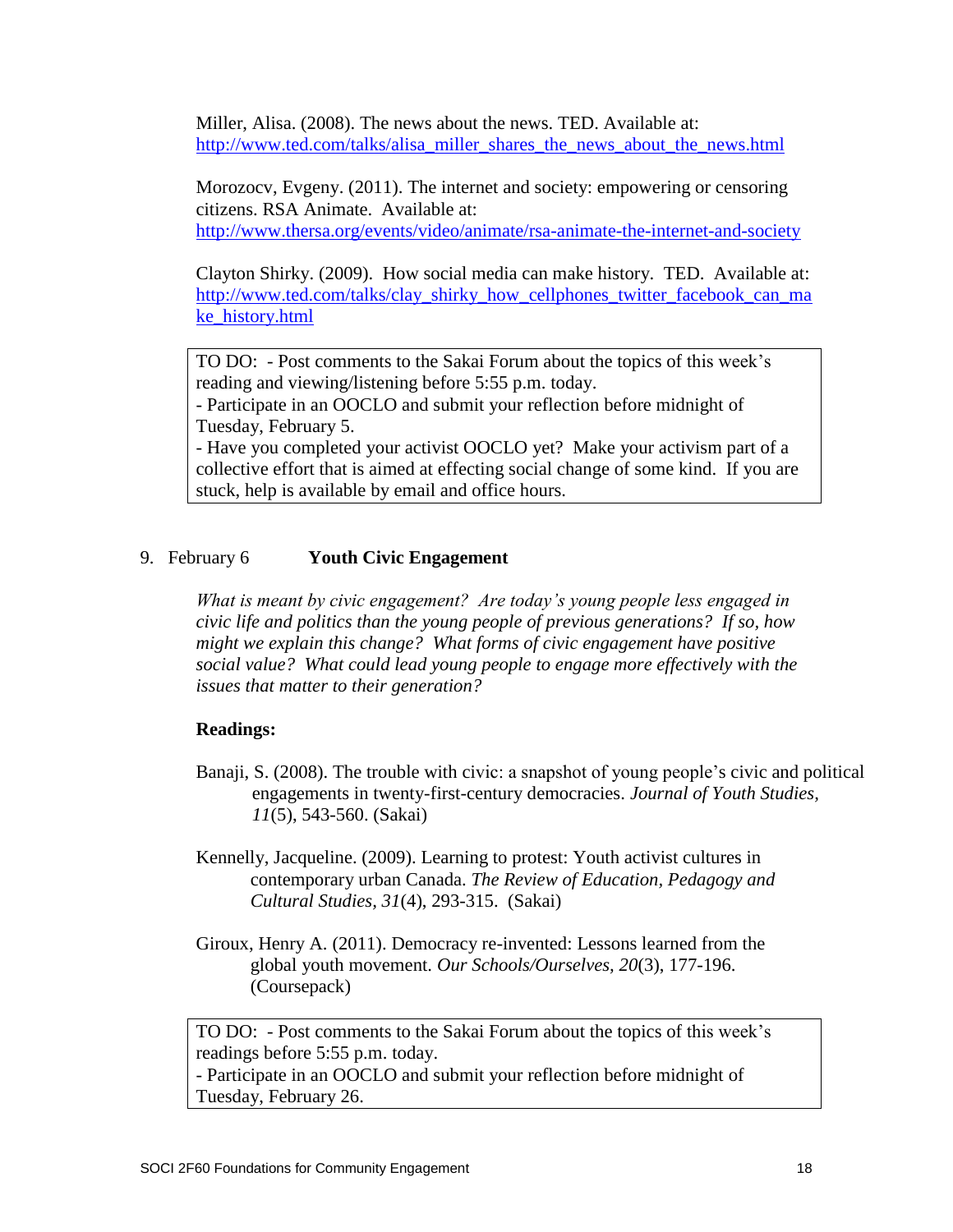Miller, Alisa. (2008). The news about the news. TED. Available at: http://www.ted.com/talks/alisa_miller_shares_the_news_about_the_news.html

Morozocv, Evgeny. (2011). The internet and society: empowering or censoring citizens. RSA Animate. Available at: http://www.thersa.org/events/video/animate/rsa-animate-the-internet-and-society

Clayton Shirky. (2009). How social media can make history. TED. Available at: http://www.ted.com/talks/clay_shirky_how_cellphones_twitter_facebook_can_make_history.html

> TO DO: - Post comments to the Sakai Forum about the topics of this week's reading and viewing/listening before 5:55 p.m. today.
> - Participate in an OOCLO and submit your reflection before midnight of Tuesday, February 5.
> - Have you completed your activist OOCLO yet? Make your activism part of a collective effort that is aimed at effecting social change of some kind. If you are stuck, help is available by email and office hours.

9. February 6 **Youth Civic Engagement**

*What is meant by civic engagement? Are today's young people less engaged in civic life and politics than the young people of previous generations? If so, how might we explain this change? What forms of civic engagement have positive social value? What could lead young people to engage more effectively with the issues that matter to their generation?*

**Readings:**

Banaji, S. (2008). The trouble with civic: a snapshot of young people's civic and political engagements in twenty-first-century democracies. *Journal of Youth Studies, 11*(5), 543-560. (Sakai)

Kennelly, Jacqueline. (2009). Learning to protest: Youth activist cultures in contemporary urban Canada. *The Review of Education, Pedagogy and Cultural Studies, 31*(4), 293-315. (Sakai)

Giroux, Henry A. (2011). Democracy re-invented: Lessons learned from the global youth movement. *Our Schools/Ourselves, 20*(3), 177-196. (Coursepack)

> TO DO: - Post comments to the Sakai Forum about the topics of this week's readings before 5:55 p.m. today.
> - Participate in an OOCLO and submit your reflection before midnight of Tuesday, February 26.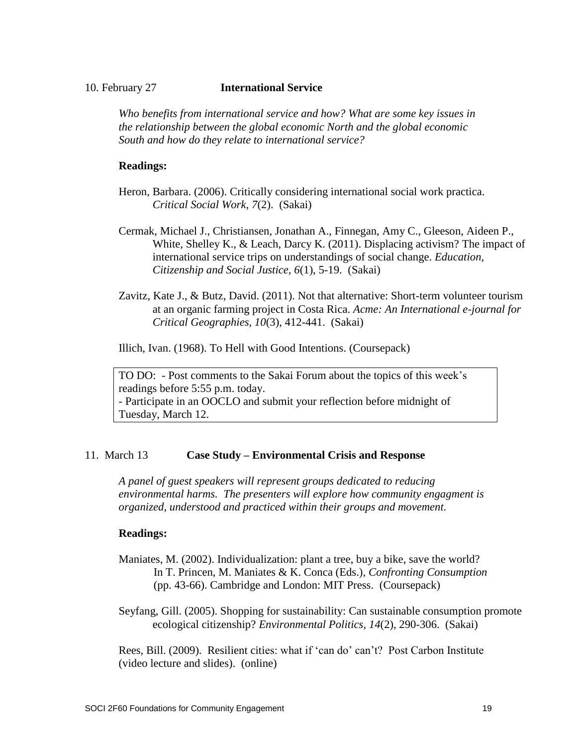10. February 27 **International Service**

*Who benefits from international service and how? What are some key issues in the relationship between the global economic North and the global economic South and how do they relate to international service?*

**Readings:**

Heron, Barbara. (2006). Critically considering international social work practica. *Critical Social Work, 7*(2). (Sakai)

Cermak, Michael J., Christiansen, Jonathan A., Finnegan, Amy C., Gleeson, Aideen P., White, Shelley K., & Leach, Darcy K. (2011). Displacing activism? The impact of international service trips on understandings of social change. *Education, Citizenship and Social Justice, 6*(1), 5-19. (Sakai)

Zavitz, Kate J., & Butz, David. (2011). Not that alternative: Short-term volunteer tourism at an organic farming project in Costa Rica. *Acme: An International e-journal for Critical Geographies, 10*(3), 412-441. (Sakai)

Illich, Ivan. (1968). To Hell with Good Intentions. (Coursepack)

> TO DO: - Post comments to the Sakai Forum about the topics of this week's readings before 5:55 p.m. today.
> - Participate in an OOCLO and submit your reflection before midnight of Tuesday, March 12.

11. March 13 **Case Study – Environmental Crisis and Response**

*A panel of guest speakers will represent groups dedicated to reducing environmental harms. The presenters will explore how community engagment is organized, understood and practiced within their groups and movement.*

**Readings:**

Maniates, M. (2002). Individualization: plant a tree, buy a bike, save the world? In T. Princen, M. Maniates & K. Conca (Eds.), *Confronting Consumption* (pp. 43-66). Cambridge and London: MIT Press. (Coursepack)

Seyfang, Gill. (2005). Shopping for sustainability: Can sustainable consumption promote ecological citizenship? *Environmental Politics, 14*(2), 290-306. (Sakai)

Rees, Bill. (2009). Resilient cities: what if 'can do' can't? Post Carbon Institute (video lecture and slides). (online)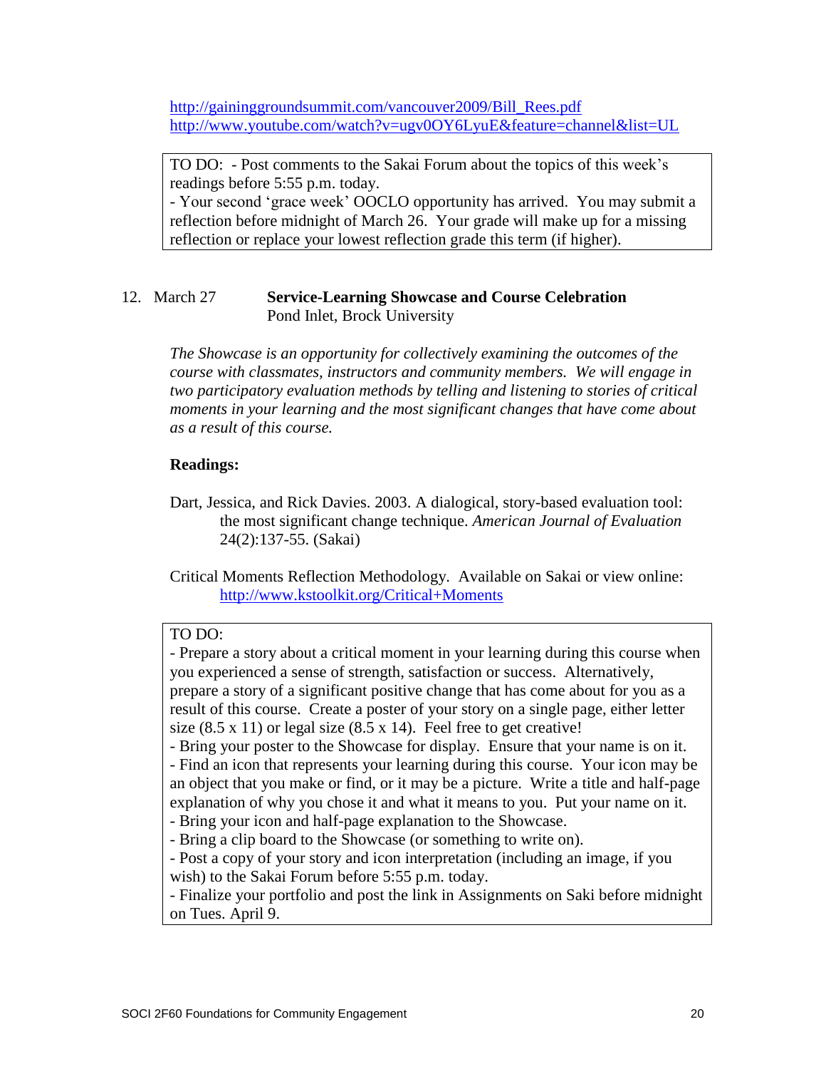http://gaininggroundsummit.com/vancouver2009/Bill_Rees.pdf
http://www.youtube.com/watch?v=ugv0OY6LyuE&feature=channel&list=UL

> TO DO: - Post comments to the Sakai Forum about the topics of this week's readings before 5:55 p.m. today.
> - Your second 'grace week' OOCLO opportunity has arrived. You may submit a reflection before midnight of March 26. Your grade will make up for a missing reflection or replace your lowest reflection grade this term (if higher).

12. March 27 **Service-Learning Showcase and Course Celebration**
Pond Inlet, Brock University

*The Showcase is an opportunity for collectively examining the outcomes of the course with classmates, instructors and community members. We will engage in two participatory evaluation methods by telling and listening to stories of critical moments in your learning and the most significant changes that have come about as a result of this course.*

**Readings:**

Dart, Jessica, and Rick Davies. 2003. A dialogical, story-based evaluation tool: the most significant change technique. *American Journal of Evaluation* 24(2):137-55. (Sakai)

Critical Moments Reflection Methodology. Available on Sakai or view online: http://www.kstoolkit.org/Critical+Moments

> TO DO:
> - Prepare a story about a critical moment in your learning during this course when you experienced a sense of strength, satisfaction or success. Alternatively, prepare a story of a significant positive change that has come about for you as a result of this course. Create a poster of your story on a single page, either letter size (8.5 x 11) or legal size (8.5 x 14). Feel free to get creative!
> - Bring your poster to the Showcase for display. Ensure that your name is on it.
> - Find an icon that represents your learning during this course. Your icon may be an object that you make or find, or it may be a picture. Write a title and half-page explanation of why you chose it and what it means to you. Put your name on it.
> - Bring your icon and half-page explanation to the Showcase.
> - Bring a clip board to the Showcase (or something to write on).
> - Post a copy of your story and icon interpretation (including an image, if you wish) to the Sakai Forum before 5:55 p.m. today.
> - Finalize your portfolio and post the link in Assignments on Saki before midnight on Tues. April 9.